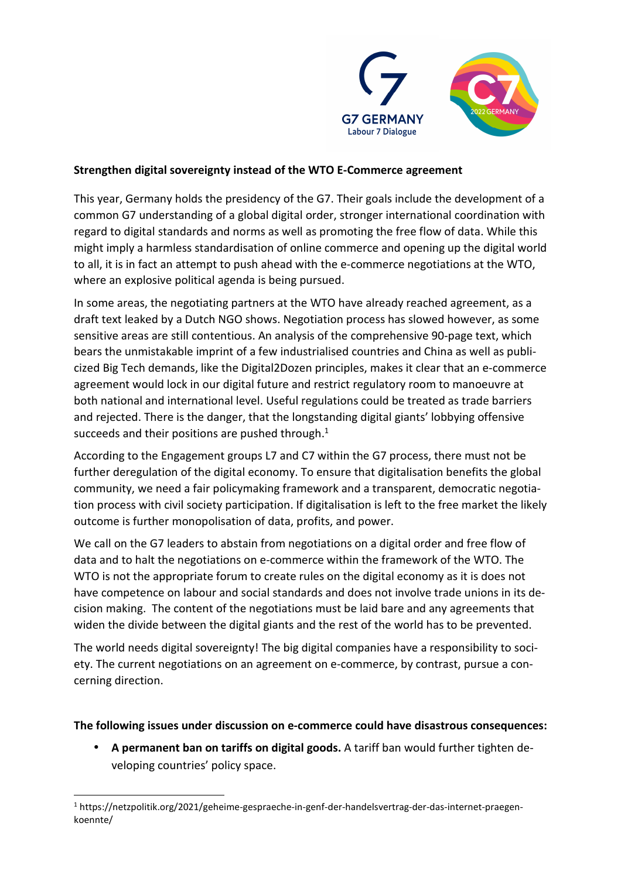**Strengthen digital sovereignty instead of the WTO E-Commerce agreement**

This year, Germany holds the presidency of the G7. Their goals include the development of a common G7 understanding of a global digital order, stronger international coordination with regard to digital standards and norms as well as promoting the free flow of data. While this might imply a harmless standardisation of online commerce and opening up the digital world to all, it is in fact an attempt to push ahead with the e-commerce negotiations at the WTO, where an explosive political agenda is being pursued.

In some areas, the negotiating partners at the WTO have already reached agreement, as a draft text leaked by a Dutch NGO shows. Negotiation process has slowed however, as some sensitive areas are still contentious. An analysis of the comprehensive 90-page text, which bears the unmistakable imprint of a few industrialised countries and China as well as publicized Big Tech demands, like the Digital2Dozen principles, makes it clear that an e-commerce agreement would lock in our digital future and restrict regulatory room to manoeuvre at both national and international level. Useful regulations could be treated as trade barriers and rejected. There is the danger, that the longstanding digital giants' lobbying offensive succeeds and their positions are pushed through.[1]

According to the Engagement groups L7 and C7 within the G7 process, there must not be further deregulation of the digital economy. To ensure that digitalisation benefits the global community, we need a fair policymaking framework and a transparent, democratic negotiation process with civil society participation. If digitalisation is left to the free market the likely outcome is further monopolisation of data, profits, and power.

We call on the G7 leaders to abstain from negotiations on a digital order and free flow of data and to halt the negotiations on e-commerce within the framework of the WTO. The WTO is not the appropriate forum to create rules on the digital economy as it is does not have competence on labour and social standards and does not involve trade unions in its decision making. The content of the negotiations must be laid bare and any agreements that widen the divide between the digital giants and the rest of the world has to be prevented.

The world needs digital sovereignty! The big digital companies have a responsibility to society. The current negotiations on an agreement on e-commerce, by contrast, pursue a concerning direction.

**The following issues under discussion on e-commerce could have disastrous consequences:**

- **A permanent ban on tariffs on digital goods.** A tariff ban would further tighten developing countries' policy space.

[1] https://netzpolitik.org/2021/geheime-gespraeche-in-genf-der-handelsvertrag-der-das-internet-praegen-koennte/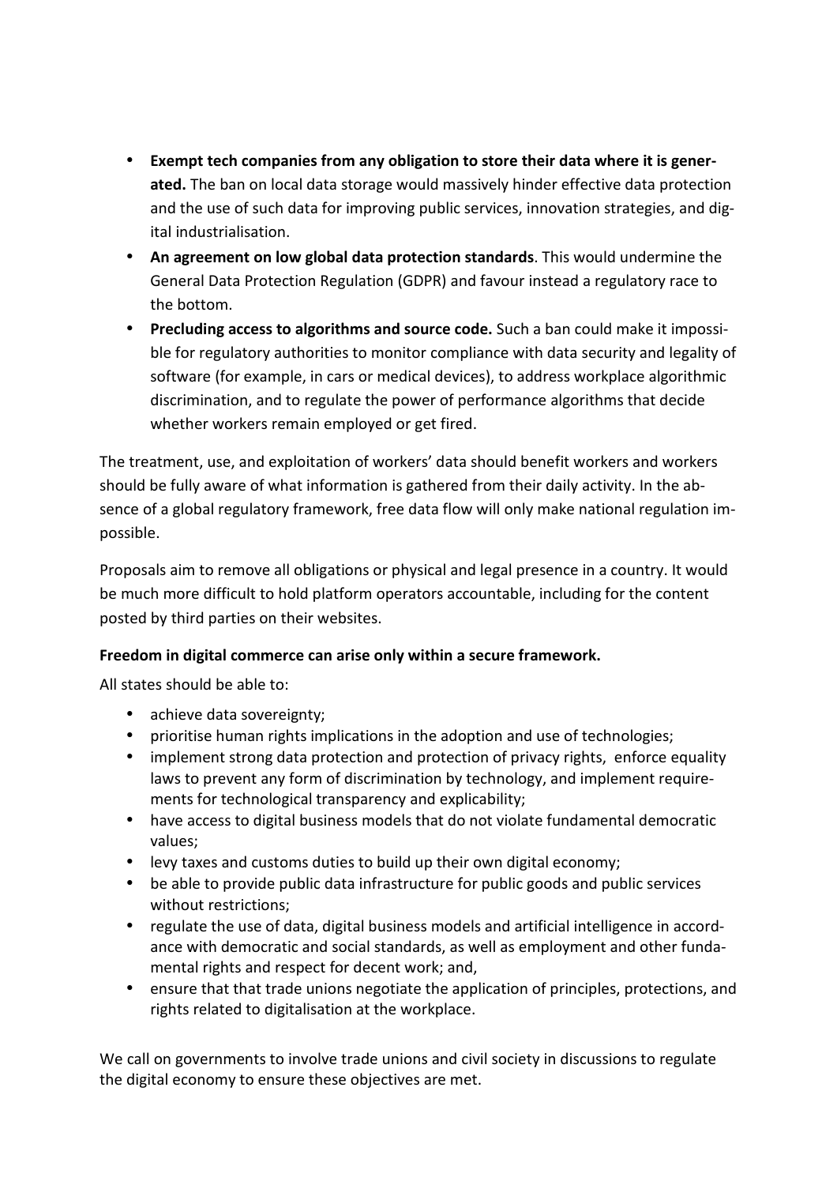- **Exempt tech companies from any obligation to store their data where it is generated.** The ban on local data storage would massively hinder effective data protection and the use of such data for improving public services, innovation strategies, and digital industrialisation.
- **An agreement on low global data protection standards**. This would undermine the General Data Protection Regulation (GDPR) and favour instead a regulatory race to the bottom.
- **Precluding access to algorithms and source code.** Such a ban could make it impossible for regulatory authorities to monitor compliance with data security and legality of software (for example, in cars or medical devices), to address workplace algorithmic discrimination, and to regulate the power of performance algorithms that decide whether workers remain employed or get fired.

The treatment, use, and exploitation of workers' data should benefit workers and workers should be fully aware of what information is gathered from their daily activity. In the absence of a global regulatory framework, free data flow will only make national regulation impossible.

Proposals aim to remove all obligations or physical and legal presence in a country. It would be much more difficult to hold platform operators accountable, including for the content posted by third parties on their websites.

**Freedom in digital commerce can arise only within a secure framework.**

All states should be able to:

- achieve data sovereignty;
- prioritise human rights implications in the adoption and use of technologies;
- implement strong data protection and protection of privacy rights, enforce equality laws to prevent any form of discrimination by technology, and implement requirements for technological transparency and explicability;
- have access to digital business models that do not violate fundamental democratic values;
- levy taxes and customs duties to build up their own digital economy;
- be able to provide public data infrastructure for public goods and public services without restrictions;
- regulate the use of data, digital business models and artificial intelligence in accordance with democratic and social standards, as well as employment and other fundamental rights and respect for decent work; and,
- ensure that that trade unions negotiate the application of principles, protections, and rights related to digitalisation at the workplace.

We call on governments to involve trade unions and civil society in discussions to regulate the digital economy to ensure these objectives are met.